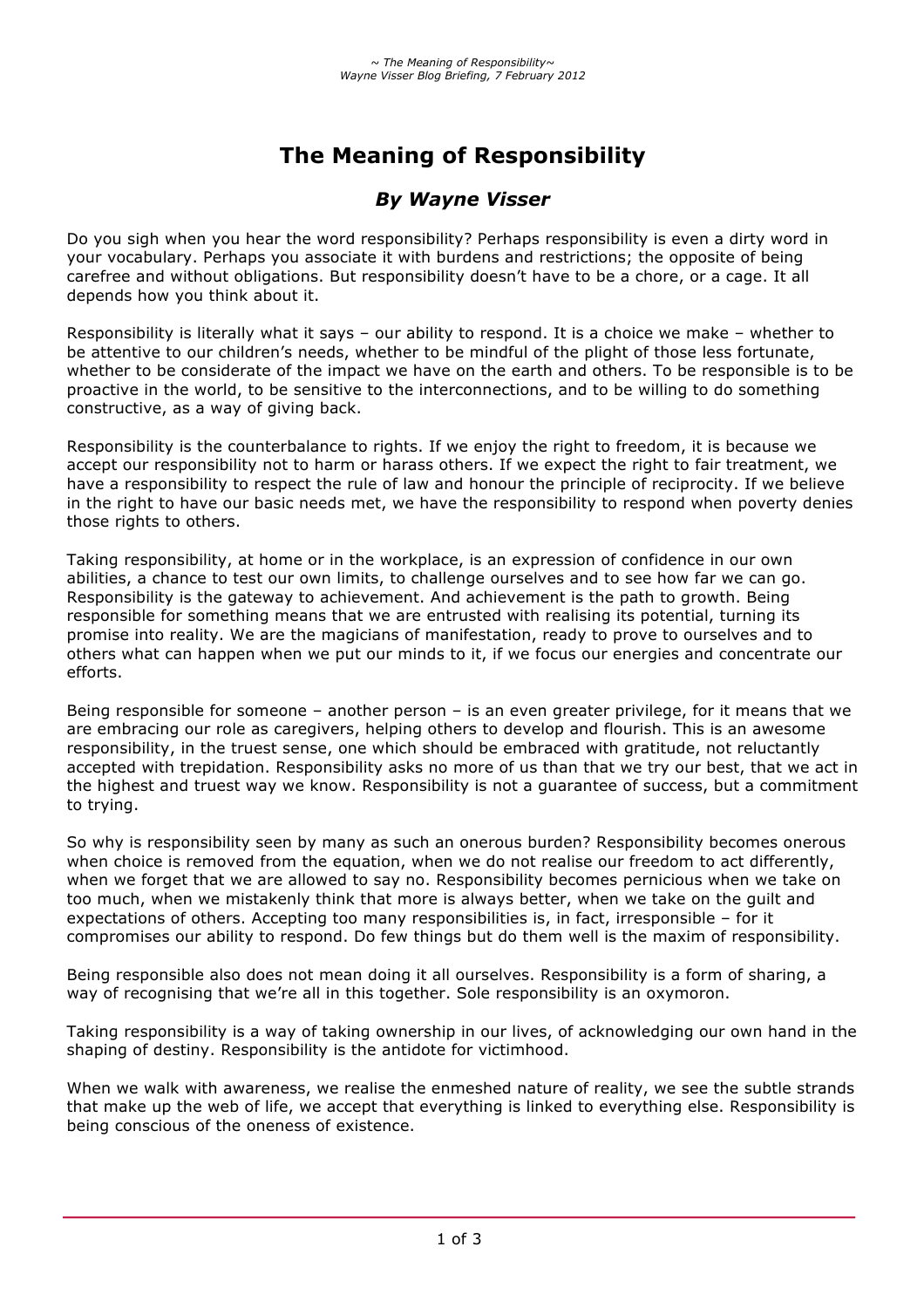# The Meaning of Responsibility

## *By Wayne Visser*

Do you sigh when you hear the word responsibility? Perhaps responsibility is even a dirty word in your vocabulary. Perhaps you associate it with burdens and restrictions; the opposite of being carefree and without obligations. But responsibility doesn't have to be a chore, or a cage. It all depends how you think about it.

Responsibility is literally what it says – our ability to respond. It is a choice we make – whether to be attentive to our children's needs, whether to be mindful of the plight of those less fortunate, whether to be considerate of the impact we have on the earth and others. To be responsible is to be proactive in the world, to be sensitive to the interconnections, and to be willing to do something constructive, as a way of giving back.

Responsibility is the counterbalance to rights. If we enjoy the right to freedom, it is because we accept our responsibility not to harm or harass others. If we expect the right to fair treatment, we have a responsibility to respect the rule of law and honour the principle of reciprocity. If we believe in the right to have our basic needs met, we have the responsibility to respond when poverty denies those rights to others.

Taking responsibility, at home or in the workplace, is an expression of confidence in our own abilities, a chance to test our own limits, to challenge ourselves and to see how far we can go. Responsibility is the gateway to achievement. And achievement is the path to growth. Being responsible for something means that we are entrusted with realising its potential, turning its promise into reality. We are the magicians of manifestation, ready to prove to ourselves and to others what can happen when we put our minds to it, if we focus our energies and concentrate our efforts.

Being responsible for someone – another person – is an even greater privilege, for it means that we are embracing our role as caregivers, helping others to develop and flourish. This is an awesome responsibility, in the truest sense, one which should be embraced with gratitude, not reluctantly accepted with trepidation. Responsibility asks no more of us than that we try our best, that we act in the highest and truest way we know. Responsibility is not a guarantee of success, but a commitment to trying.

So why is responsibility seen by many as such an onerous burden? Responsibility becomes onerous when choice is removed from the equation, when we do not realise our freedom to act differently, when we forget that we are allowed to say no. Responsibility becomes pernicious when we take on too much, when we mistakenly think that more is always better, when we take on the guilt and expectations of others. Accepting too many responsibilities is, in fact, irresponsible – for it compromises our ability to respond. Do few things but do them well is the maxim of responsibility.

Being responsible also does not mean doing it all ourselves. Responsibility is a form of sharing, a way of recognising that we're all in this together. Sole responsibility is an oxymoron.

Taking responsibility is a way of taking ownership in our lives, of acknowledging our own hand in the shaping of destiny. Responsibility is the antidote for victimhood.

When we walk with awareness, we realise the enmeshed nature of reality, we see the subtle strands that make up the web of life, we accept that everything is linked to everything else. Responsibility is being conscious of the oneness of existence.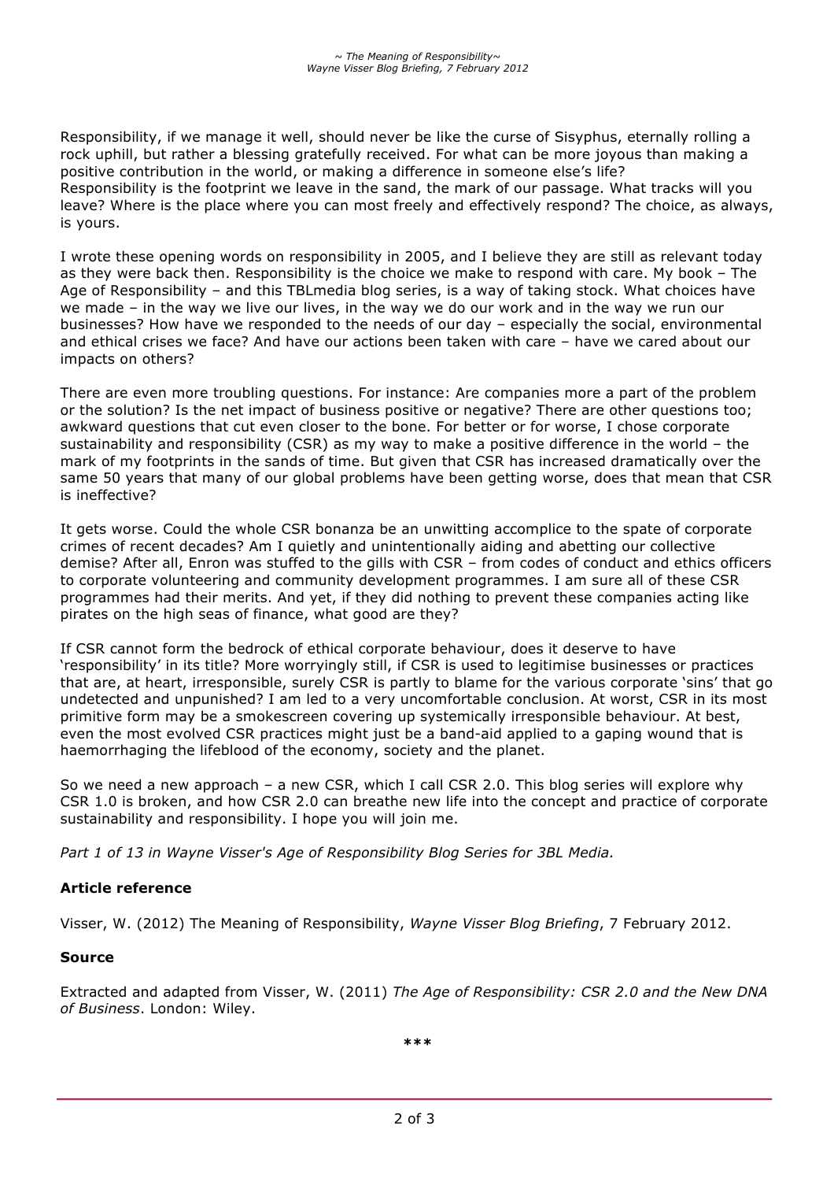Responsibility, if we manage it well, should never be like the curse of Sisyphus, eternally rolling a rock uphill, but rather a blessing gratefully received. For what can be more joyous than making a positive contribution in the world, or making a difference in someone else's life?
Responsibility is the footprint we leave in the sand, the mark of our passage. What tracks will you leave? Where is the place where you can most freely and effectively respond? The choice, as always, is yours.

I wrote these opening words on responsibility in 2005, and I believe they are still as relevant today as they were back then. Responsibility is the choice we make to respond with care. My book – The Age of Responsibility – and this TBLmedia blog series, is a way of taking stock. What choices have we made – in the way we live our lives, in the way we do our work and in the way we run our businesses? How have we responded to the needs of our day – especially the social, environmental and ethical crises we face? And have our actions been taken with care – have we cared about our impacts on others?

There are even more troubling questions. For instance: Are companies more a part of the problem or the solution? Is the net impact of business positive or negative? There are other questions too; awkward questions that cut even closer to the bone. For better or for worse, I chose corporate sustainability and responsibility (CSR) as my way to make a positive difference in the world – the mark of my footprints in the sands of time. But given that CSR has increased dramatically over the same 50 years that many of our global problems have been getting worse, does that mean that CSR is ineffective?

It gets worse. Could the whole CSR bonanza be an unwitting accomplice to the spate of corporate crimes of recent decades? Am I quietly and unintentionally aiding and abetting our collective demise? After all, Enron was stuffed to the gills with CSR – from codes of conduct and ethics officers to corporate volunteering and community development programmes. I am sure all of these CSR programmes had their merits. And yet, if they did nothing to prevent these companies acting like pirates on the high seas of finance, what good are they?

If CSR cannot form the bedrock of ethical corporate behaviour, does it deserve to have 'responsibility' in its title? More worryingly still, if CSR is used to legitimise businesses or practices that are, at heart, irresponsible, surely CSR is partly to blame for the various corporate 'sins' that go undetected and unpunished? I am led to a very uncomfortable conclusion. At worst, CSR in its most primitive form may be a smokescreen covering up systemically irresponsible behaviour. At best, even the most evolved CSR practices might just be a band-aid applied to a gaping wound that is haemorrhaging the lifeblood of the economy, society and the planet.

So we need a new approach – a new CSR, which I call CSR 2.0. This blog series will explore why CSR 1.0 is broken, and how CSR 2.0 can breathe new life into the concept and practice of corporate sustainability and responsibility. I hope you will join me.

*Part 1 of 13 in Wayne Visser's Age of Responsibility Blog Series for 3BL Media.*

**Article reference**

Visser, W. (2012) The Meaning of Responsibility, *Wayne Visser Blog Briefing*, 7 February 2012.

**Source**

Extracted and adapted from Visser, W. (2011) *The Age of Responsibility: CSR 2.0 and the New DNA of Business*. London: Wiley.

***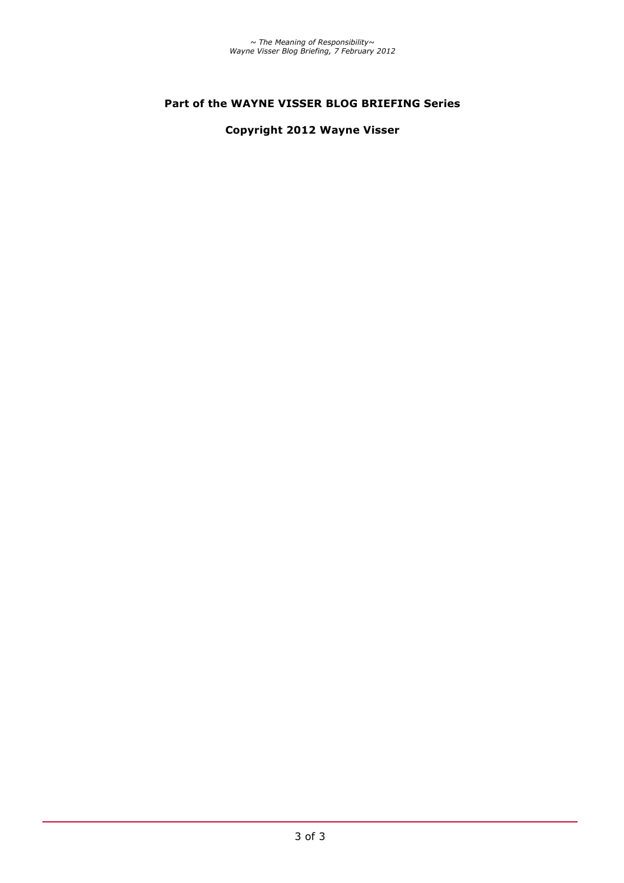**Part of the WAYNE VISSER BLOG BRIEFING Series**

**Copyright 2012 Wayne Visser**